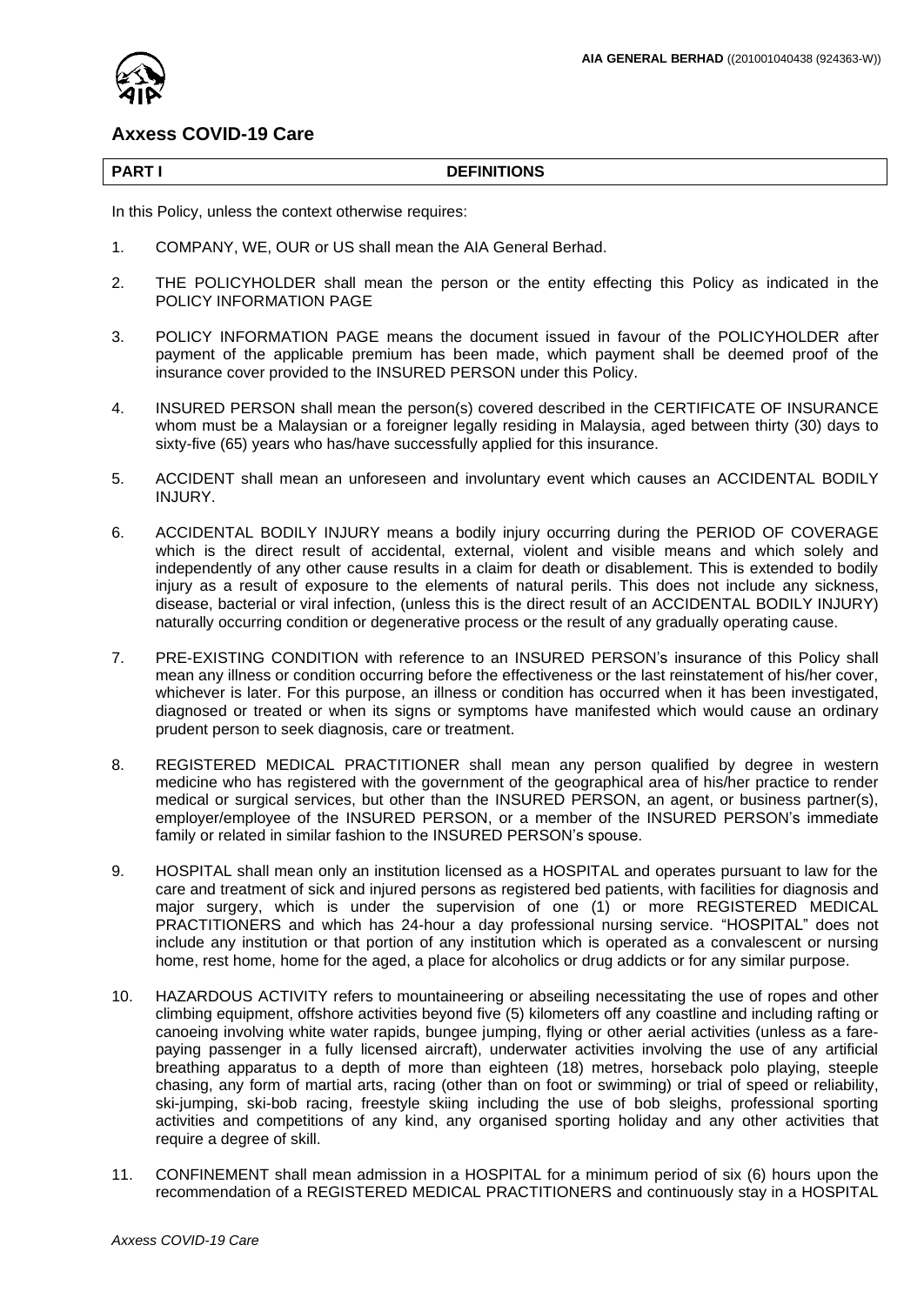**AIA GENERAL BERHAD** ((201001040438 (924363-W))

# Axxess COVID-19 Care

## PART I DEFINITIONS

In this Policy, unless the context otherwise requires:

1. COMPANY, WE, OUR or US shall mean the AIA General Berhad.

2. THE POLICYHOLDER shall mean the person or the entity effecting this Policy as indicated in the POLICY INFORMATION PAGE

3. POLICY INFORMATION PAGE means the document issued in favour of the POLICYHOLDER after payment of the applicable premium has been made, which payment shall be deemed proof of the insurance cover provided to the INSURED PERSON under this Policy.

4. INSURED PERSON shall mean the person(s) covered described in the CERTIFICATE OF INSURANCE whom must be a Malaysian or a foreigner legally residing in Malaysia, aged between thirty (30) days to sixty-five (65) years who has/have successfully applied for this insurance.

5. ACCIDENT shall mean an unforeseen and involuntary event which causes an ACCIDENTAL BODILY INJURY.

6. ACCIDENTAL BODILY INJURY means a bodily injury occurring during the PERIOD OF COVERAGE which is the direct result of accidental, external, violent and visible means and which solely and independently of any other cause results in a claim for death or disablement. This is extended to bodily injury as a result of exposure to the elements of natural perils. This does not include any sickness, disease, bacterial or viral infection, (unless this is the direct result of an ACCIDENTAL BODILY INJURY) naturally occurring condition or degenerative process or the result of any gradually operating cause.

7. PRE-EXISTING CONDITION with reference to an INSURED PERSON's insurance of this Policy shall mean any illness or condition occurring before the effectiveness or the last reinstatement of his/her cover, whichever is later. For this purpose, an illness or condition has occurred when it has been investigated, diagnosed or treated or when its signs or symptoms have manifested which would cause an ordinary prudent person to seek diagnosis, care or treatment.

8. REGISTERED MEDICAL PRACTITIONER shall mean any person qualified by degree in western medicine who has registered with the government of the geographical area of his/her practice to render medical or surgical services, but other than the INSURED PERSON, an agent, or business partner(s), employer/employee of the INSURED PERSON, or a member of the INSURED PERSON's immediate family or related in similar fashion to the INSURED PERSON's spouse.

9. HOSPITAL shall mean only an institution licensed as a HOSPITAL and operates pursuant to law for the care and treatment of sick and injured persons as registered bed patients, with facilities for diagnosis and major surgery, which is under the supervision of one (1) or more REGISTERED MEDICAL PRACTITIONERS and which has 24-hour a day professional nursing service. "HOSPITAL" does not include any institution or that portion of any institution which is operated as a convalescent or nursing home, rest home, home for the aged, a place for alcoholics or drug addicts or for any similar purpose.

10. HAZARDOUS ACTIVITY refers to mountaineering or abseiling necessitating the use of ropes and other climbing equipment, offshore activities beyond five (5) kilometers off any coastline and including rafting or canoeing involving white water rapids, bungee jumping, flying or other aerial activities (unless as a fare-paying passenger in a fully licensed aircraft), underwater activities involving the use of any artificial breathing apparatus to a depth of more than eighteen (18) metres, horseback polo playing, steeple chasing, any form of martial arts, racing (other than on foot or swimming) or trial of speed or reliability, ski-jumping, ski-bob racing, freestyle skiing including the use of bob sleighs, professional sporting activities and competitions of any kind, any organised sporting holiday and any other activities that require a degree of skill.

11. CONFINEMENT shall mean admission in a HOSPITAL for a minimum period of six (6) hours upon the recommendation of a REGISTERED MEDICAL PRACTITIONERS and continuously stay in a HOSPITAL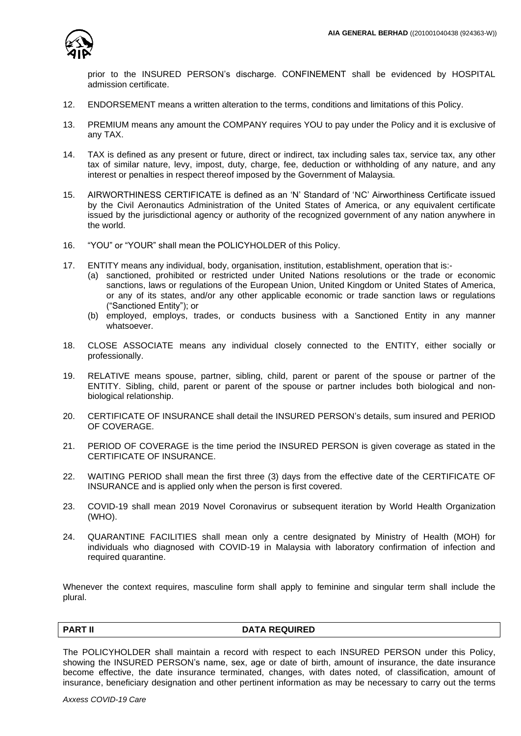prior to the INSURED PERSON's discharge. CONFINEMENT shall be evidenced by HOSPITAL admission certificate.

12. ENDORSEMENT means a written alteration to the terms, conditions and limitations of this Policy.

13. PREMIUM means any amount the COMPANY requires YOU to pay under the Policy and it is exclusive of any TAX.

14. TAX is defined as any present or future, direct or indirect, tax including sales tax, service tax, any other tax of similar nature, levy, impost, duty, charge, fee, deduction or withholding of any nature, and any interest or penalties in respect thereof imposed by the Government of Malaysia.

15. AIRWORTHINESS CERTIFICATE is defined as an 'N' Standard of 'NC' Airworthiness Certificate issued by the Civil Aeronautics Administration of the United States of America, or any equivalent certificate issued by the jurisdictional agency or authority of the recognized government of any nation anywhere in the world.

16. "YOU" or "YOUR" shall mean the POLICYHOLDER of this Policy.

17. ENTITY means any individual, body, organisation, institution, establishment, operation that is:-
    (a) sanctioned, prohibited or restricted under United Nations resolutions or the trade or economic sanctions, laws or regulations of the European Union, United Kingdom or United States of America, or any of its states, and/or any other applicable economic or trade sanction laws or regulations ("Sanctioned Entity"); or
    (b) employed, employs, trades, or conducts business with a Sanctioned Entity in any manner whatsoever.

18. CLOSE ASSOCIATE means any individual closely connected to the ENTITY, either socially or professionally.

19. RELATIVE means spouse, partner, sibling, child, parent or parent of the spouse or partner of the ENTITY. Sibling, child, parent or parent of the spouse or partner includes both biological and non-biological relationship.

20. CERTIFICATE OF INSURANCE shall detail the INSURED PERSON's details, sum insured and PERIOD OF COVERAGE.

21. PERIOD OF COVERAGE is the time period the INSURED PERSON is given coverage as stated in the CERTIFICATE OF INSURANCE.

22. WAITING PERIOD shall mean the first three (3) days from the effective date of the CERTIFICATE OF INSURANCE and is applied only when the person is first covered.

23. COVID-19 shall mean 2019 Novel Coronavirus or subsequent iteration by World Health Organization (WHO).

24. QUARANTINE FACILITIES shall mean only a centre designated by Ministry of Health (MOH) for individuals who diagnosed with COVID-19 in Malaysia with laboratory confirmation of infection and required quarantine.

Whenever the context requires, masculine form shall apply to feminine and singular term shall include the plural.

## PART II DATA REQUIRED

The POLICYHOLDER shall maintain a record with respect to each INSURED PERSON under this Policy, showing the INSURED PERSON's name, sex, age or date of birth, amount of insurance, the date insurance become effective, the date insurance terminated, changes, with dates noted, of classification, amount of insurance, beneficiary designation and other pertinent information as may be necessary to carry out the terms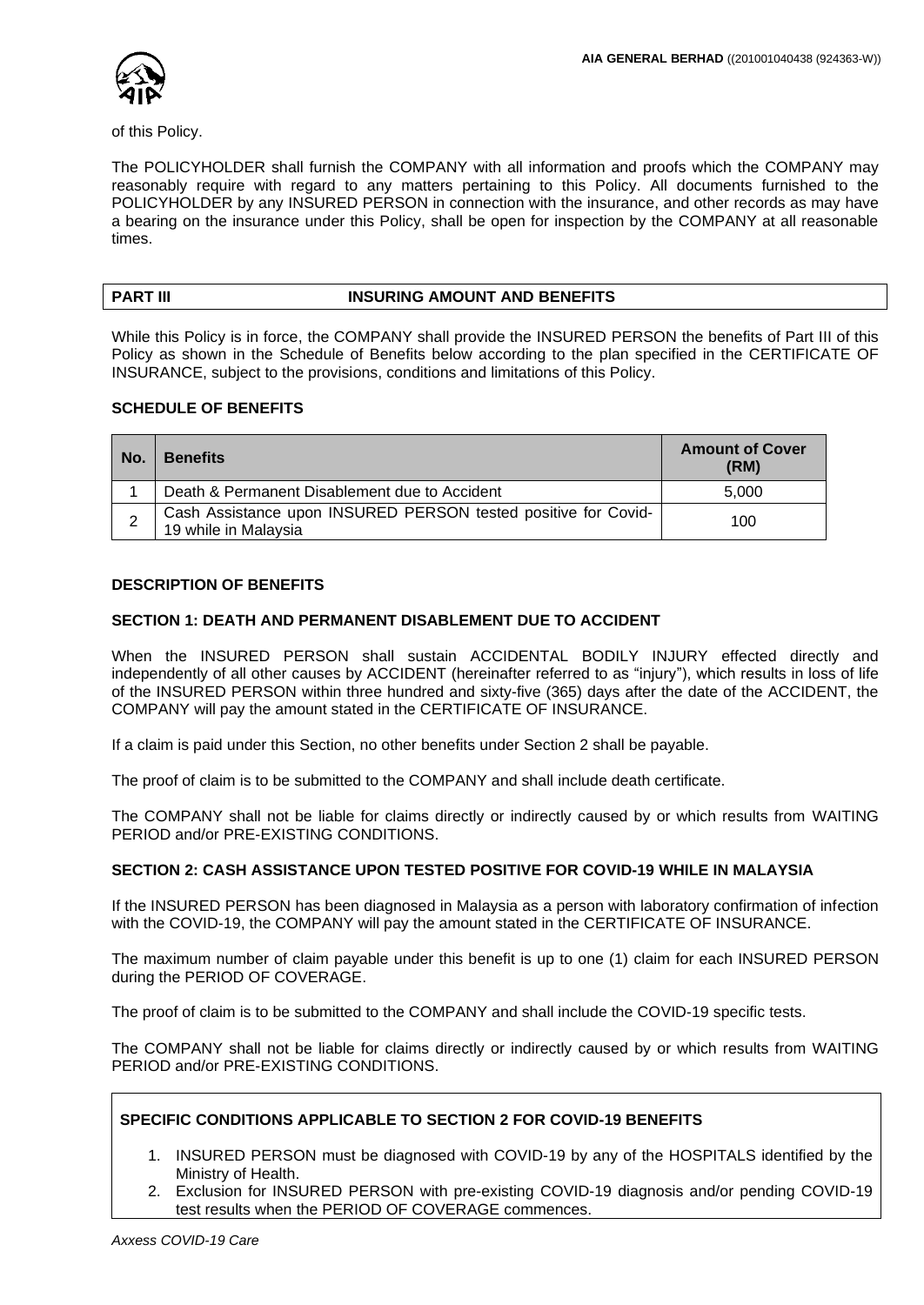of this Policy.

The POLICYHOLDER shall furnish the COMPANY with all information and proofs which the COMPANY may reasonably require with regard to any matters pertaining to this Policy. All documents furnished to the POLICYHOLDER by any INSURED PERSON in connection with the insurance, and other records as may have a bearing on the insurance under this Policy, shall be open for inspection by the COMPANY at all reasonable times.

## PART III INSURING AMOUNT AND BENEFITS

While this Policy is in force, the COMPANY shall provide the INSURED PERSON the benefits of Part III of this Policy as shown in the Schedule of Benefits below according to the plan specified in the CERTIFICATE OF INSURANCE, subject to the provisions, conditions and limitations of this Policy.

**SCHEDULE OF BENEFITS**

| No. | Benefits | Amount of Cover (RM) |
|---|---|---|
| 1 | Death & Permanent Disablement due to Accident | 5,000 |
| 2 | Cash Assistance upon INSURED PERSON tested positive for Covid-19 while in Malaysia | 100 |

**DESCRIPTION OF BENEFITS**

**SECTION 1: DEATH AND PERMANENT DISABLEMENT DUE TO ACCIDENT**

When the INSURED PERSON shall sustain ACCIDENTAL BODILY INJURY effected directly and independently of all other causes by ACCIDENT (hereinafter referred to as "injury"), which results in loss of life of the INSURED PERSON within three hundred and sixty-five (365) days after the date of the ACCIDENT, the COMPANY will pay the amount stated in the CERTIFICATE OF INSURANCE.

If a claim is paid under this Section, no other benefits under Section 2 shall be payable.

The proof of claim is to be submitted to the COMPANY and shall include death certificate.

The COMPANY shall not be liable for claims directly or indirectly caused by or which results from WAITING PERIOD and/or PRE-EXISTING CONDITIONS.

**SECTION 2: CASH ASSISTANCE UPON TESTED POSITIVE FOR COVID-19 WHILE IN MALAYSIA**

If the INSURED PERSON has been diagnosed in Malaysia as a person with laboratory confirmation of infection with the COVID-19, the COMPANY will pay the amount stated in the CERTIFICATE OF INSURANCE.

The maximum number of claim payable under this benefit is up to one (1) claim for each INSURED PERSON during the PERIOD OF COVERAGE.

The proof of claim is to be submitted to the COMPANY and shall include the COVID-19 specific tests.

The COMPANY shall not be liable for claims directly or indirectly caused by or which results from WAITING PERIOD and/or PRE-EXISTING CONDITIONS.

**SPECIFIC CONDITIONS APPLICABLE TO SECTION 2 FOR COVID-19 BENEFITS**

1. INSURED PERSON must be diagnosed with COVID-19 by any of the HOSPITALS identified by the Ministry of Health.
2. Exclusion for INSURED PERSON with pre-existing COVID-19 diagnosis and/or pending COVID-19 test results when the PERIOD OF COVERAGE commences.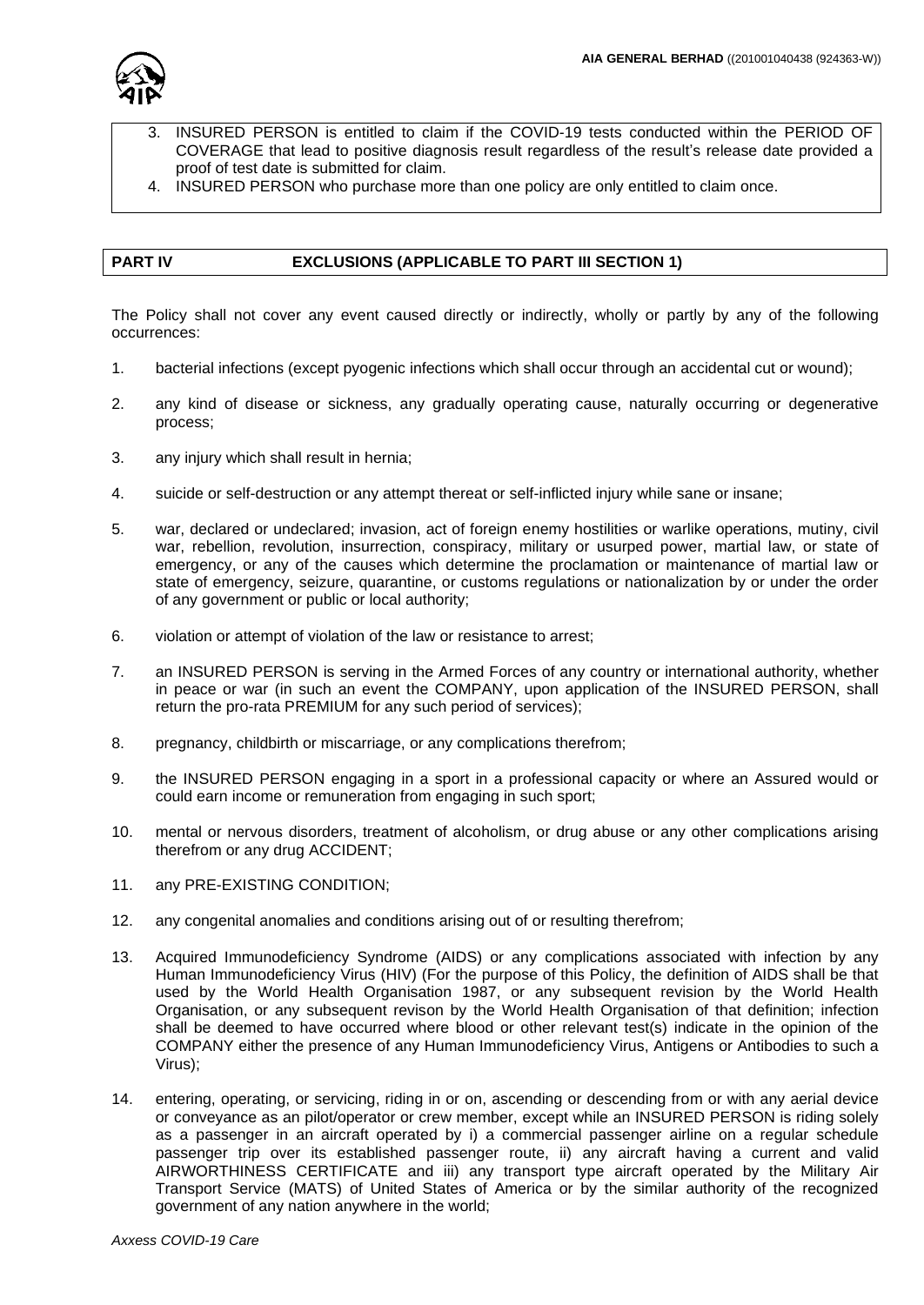3. INSURED PERSON is entitled to claim if the COVID-19 tests conducted within the PERIOD OF COVERAGE that lead to positive diagnosis result regardless of the result's release date provided a proof of test date is submitted for claim.
4. INSURED PERSON who purchase more than one policy are only entitled to claim once.

## PART IV EXCLUSIONS (APPLICABLE TO PART III SECTION 1)

The Policy shall not cover any event caused directly or indirectly, wholly or partly by any of the following occurrences:

1. bacterial infections (except pyogenic infections which shall occur through an accidental cut or wound);
2. any kind of disease or sickness, any gradually operating cause, naturally occurring or degenerative process;
3. any injury which shall result in hernia;
4. suicide or self-destruction or any attempt thereat or self-inflicted injury while sane or insane;
5. war, declared or undeclared; invasion, act of foreign enemy hostilities or warlike operations, mutiny, civil war, rebellion, revolution, insurrection, conspiracy, military or usurped power, martial law, or state of emergency, or any of the causes which determine the proclamation or maintenance of martial law or state of emergency, seizure, quarantine, or customs regulations or nationalization by or under the order of any government or public or local authority;
6. violation or attempt of violation of the law or resistance to arrest;
7. an INSURED PERSON is serving in the Armed Forces of any country or international authority, whether in peace or war (in such an event the COMPANY, upon application of the INSURED PERSON, shall return the pro-rata PREMIUM for any such period of services);
8. pregnancy, childbirth or miscarriage, or any complications therefrom;
9. the INSURED PERSON engaging in a sport in a professional capacity or where an Assured would or could earn income or remuneration from engaging in such sport;
10. mental or nervous disorders, treatment of alcoholism, or drug abuse or any other complications arising therefrom or any drug ACCIDENT;
11. any PRE-EXISTING CONDITION;
12. any congenital anomalies and conditions arising out of or resulting therefrom;
13. Acquired Immunodeficiency Syndrome (AIDS) or any complications associated with infection by any Human Immunodeficiency Virus (HIV) (For the purpose of this Policy, the definition of AIDS shall be that used by the World Health Organisation 1987, or any subsequent revision by the World Health Organisation, or any subsequent revison by the World Health Organisation of that definition; infection shall be deemed to have occurred where blood or other relevant test(s) indicate in the opinion of the COMPANY either the presence of any Human Immunodeficiency Virus, Antigens or Antibodies to such a Virus);
14. entering, operating, or servicing, riding in or on, ascending or descending from or with any aerial device or conveyance as an pilot/operator or crew member, except while an INSURED PERSON is riding solely as a passenger in an aircraft operated by i) a commercial passenger airline on a regular schedule passenger trip over its established passenger route, ii) any aircraft having a current and valid AIRWORTHINESS CERTIFICATE and iii) any transport type aircraft operated by the Military Air Transport Service (MATS) of United States of America or by the similar authority of the recognized government of any nation anywhere in the world;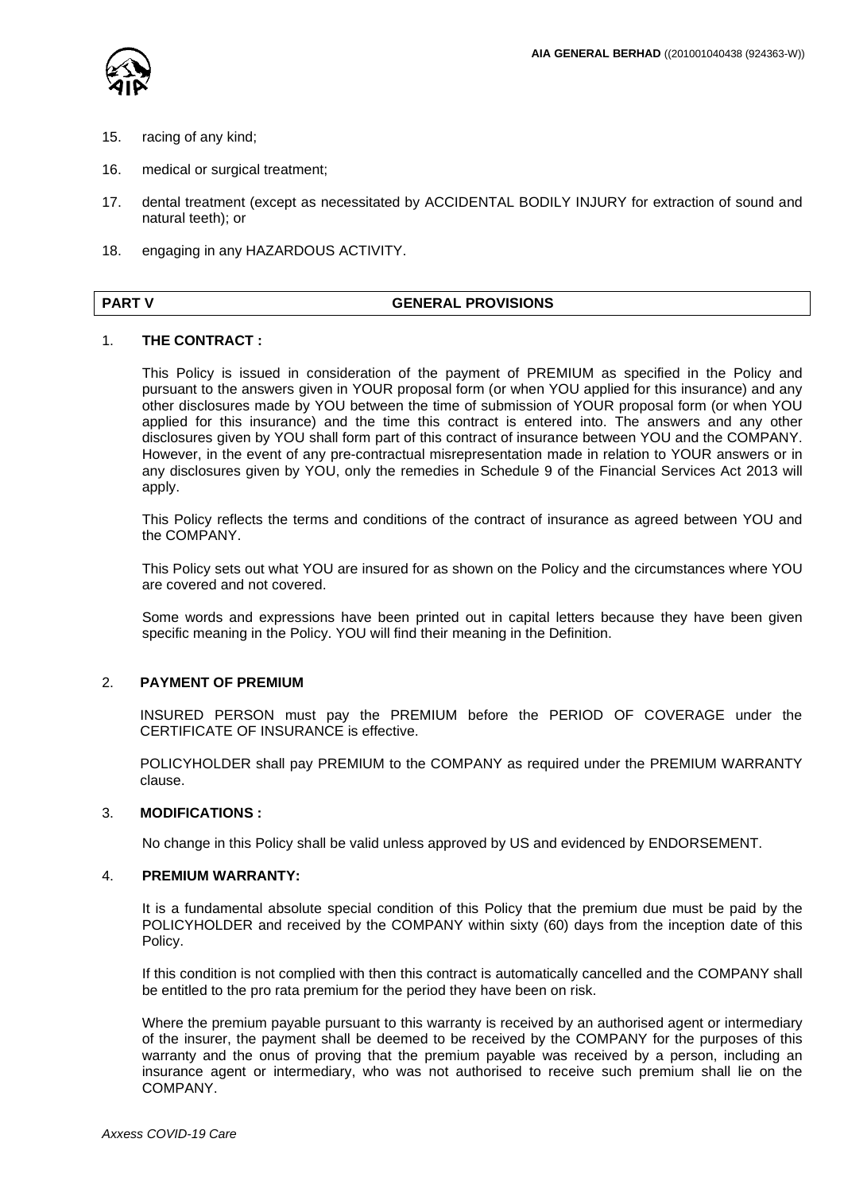15. racing of any kind;

16. medical or surgical treatment;

17. dental treatment (except as necessitated by ACCIDENTAL BODILY INJURY for extraction of sound and natural teeth); or

18. engaging in any HAZARDOUS ACTIVITY.

## PART V GENERAL PROVISIONS

1. **THE CONTRACT :**

   This Policy is issued in consideration of the payment of PREMIUM as specified in the Policy and pursuant to the answers given in YOUR proposal form (or when YOU applied for this insurance) and any other disclosures made by YOU between the time of submission of YOUR proposal form (or when YOU applied for this insurance) and the time this contract is entered into. The answers and any other disclosures given by YOU shall form part of this contract of insurance between YOU and the COMPANY. However, in the event of any pre-contractual misrepresentation made in relation to YOUR answers or in any disclosures given by YOU, only the remedies in Schedule 9 of the Financial Services Act 2013 will apply.

   This Policy reflects the terms and conditions of the contract of insurance as agreed between YOU and the COMPANY.

   This Policy sets out what YOU are insured for as shown on the Policy and the circumstances where YOU are covered and not covered.

   Some words and expressions have been printed out in capital letters because they have been given specific meaning in the Policy. YOU will find their meaning in the Definition.

2. **PAYMENT OF PREMIUM**

   INSURED PERSON must pay the PREMIUM before the PERIOD OF COVERAGE under the CERTIFICATE OF INSURANCE is effective.

   POLICYHOLDER shall pay PREMIUM to the COMPANY as required under the PREMIUM WARRANTY clause.

3. **MODIFICATIONS :**

   No change in this Policy shall be valid unless approved by US and evidenced by ENDORSEMENT.

4. **PREMIUM WARRANTY:**

   It is a fundamental absolute special condition of this Policy that the premium due must be paid by the POLICYHOLDER and received by the COMPANY within sixty (60) days from the inception date of this Policy.

   If this condition is not complied with then this contract is automatically cancelled and the COMPANY shall be entitled to the pro rata premium for the period they have been on risk.

   Where the premium payable pursuant to this warranty is received by an authorised agent or intermediary of the insurer, the payment shall be deemed to be received by the COMPANY for the purposes of this warranty and the onus of proving that the premium payable was received by a person, including an insurance agent or intermediary, who was not authorised to receive such premium shall lie on the COMPANY.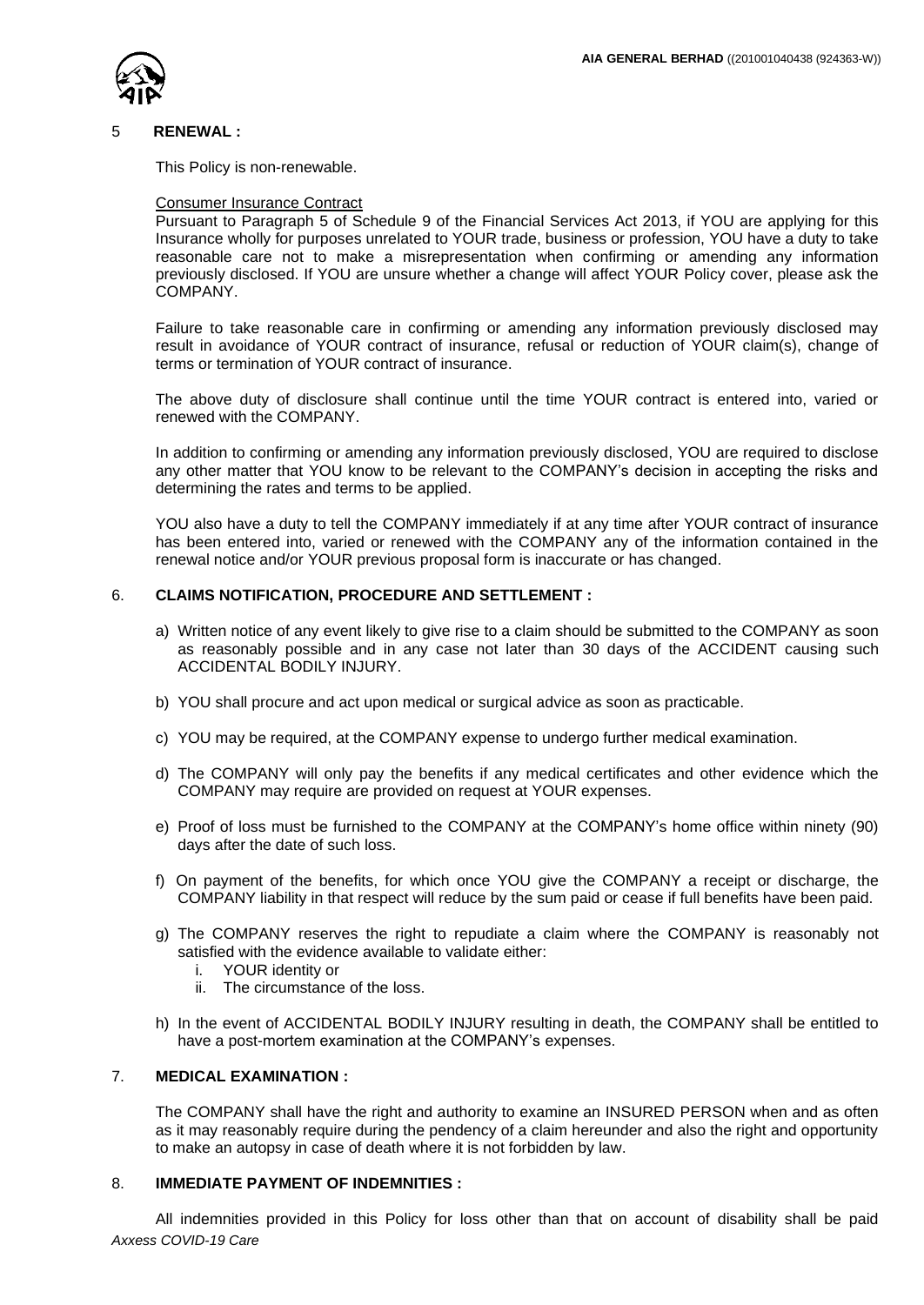## 5 RENEWAL :

This Policy is non-renewable.

Consumer Insurance Contract

Pursuant to Paragraph 5 of Schedule 9 of the Financial Services Act 2013, if YOU are applying for this Insurance wholly for purposes unrelated to YOUR trade, business or profession, YOU have a duty to take reasonable care not to make a misrepresentation when confirming or amending any information previously disclosed. If YOU are unsure whether a change will affect YOUR Policy cover, please ask the COMPANY.

Failure to take reasonable care in confirming or amending any information previously disclosed may result in avoidance of YOUR contract of insurance, refusal or reduction of YOUR claim(s), change of terms or termination of YOUR contract of insurance.

The above duty of disclosure shall continue until the time YOUR contract is entered into, varied or renewed with the COMPANY.

In addition to confirming or amending any information previously disclosed, YOU are required to disclose any other matter that YOU know to be relevant to the COMPANY's decision in accepting the risks and determining the rates and terms to be applied.

YOU also have a duty to tell the COMPANY immediately if at any time after YOUR contract of insurance has been entered into, varied or renewed with the COMPANY any of the information contained in the renewal notice and/or YOUR previous proposal form is inaccurate or has changed.

## 6. CLAIMS NOTIFICATION, PROCEDURE AND SETTLEMENT :

a) Written notice of any event likely to give rise to a claim should be submitted to the COMPANY as soon as reasonably possible and in any case not later than 30 days of the ACCIDENT causing such ACCIDENTAL BODILY INJURY.

b) YOU shall procure and act upon medical or surgical advice as soon as practicable.

c) YOU may be required, at the COMPANY expense to undergo further medical examination.

d) The COMPANY will only pay the benefits if any medical certificates and other evidence which the COMPANY may require are provided on request at YOUR expenses.

e) Proof of loss must be furnished to the COMPANY at the COMPANY's home office within ninety (90) days after the date of such loss.

f) On payment of the benefits, for which once YOU give the COMPANY a receipt or discharge, the COMPANY liability in that respect will reduce by the sum paid or cease if full benefits have been paid.

g) The COMPANY reserves the right to repudiate a claim where the COMPANY is reasonably not satisfied with the evidence available to validate either:
   i. YOUR identity or
   ii. The circumstance of the loss.

h) In the event of ACCIDENTAL BODILY INJURY resulting in death, the COMPANY shall be entitled to have a post-mortem examination at the COMPANY's expenses.

## 7. MEDICAL EXAMINATION :

The COMPANY shall have the right and authority to examine an INSURED PERSON when and as often as it may reasonably require during the pendency of a claim hereunder and also the right and opportunity to make an autopsy in case of death where it is not forbidden by law.

## 8. IMMEDIATE PAYMENT OF INDEMNITIES :

All indemnities provided in this Policy for loss other than that on account of disability shall be paid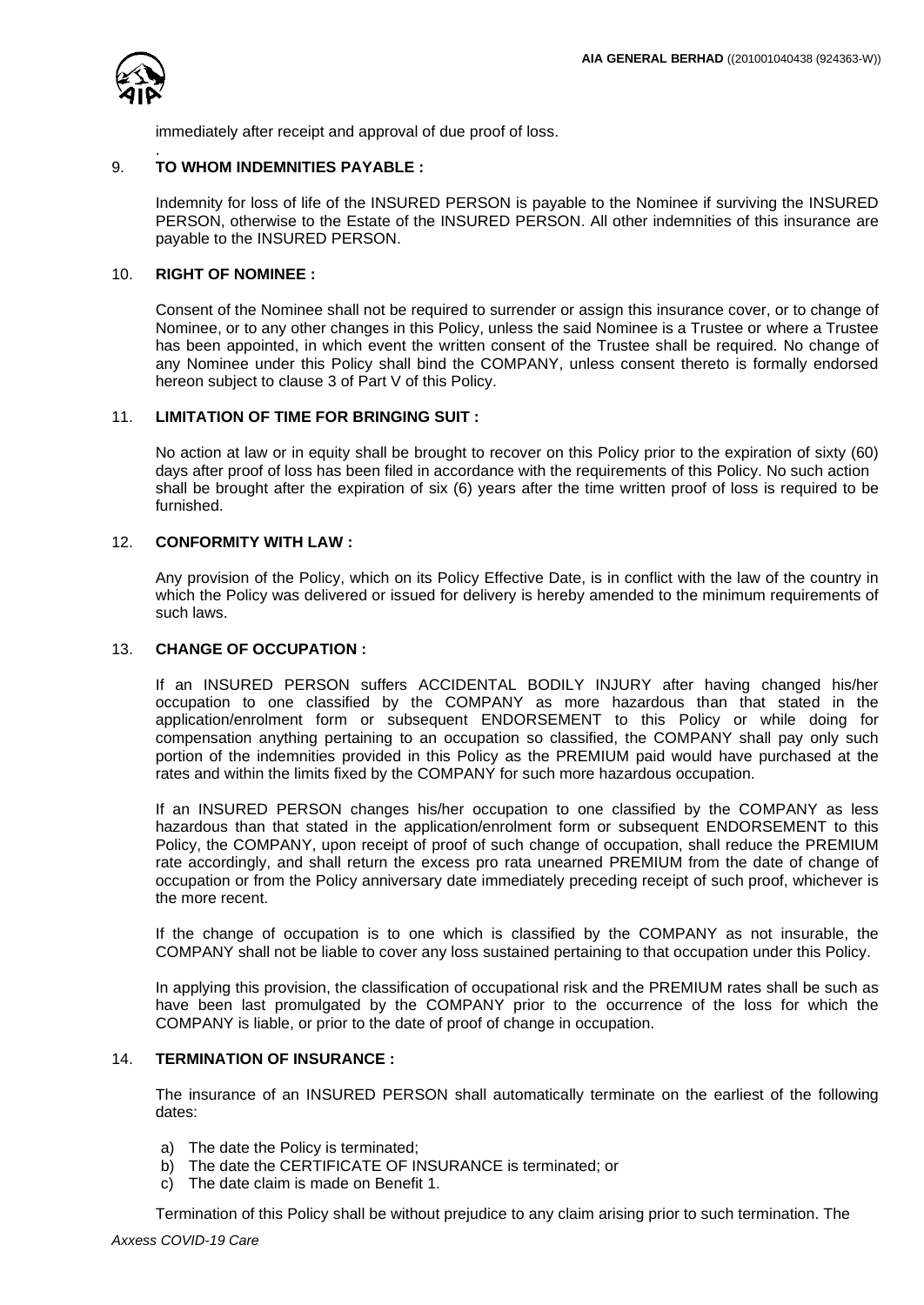immediately after receipt and approval of due proof of loss.

## 9. TO WHOM INDEMNITIES PAYABLE :

Indemnity for loss of life of the INSURED PERSON is payable to the Nominee if surviving the INSURED PERSON, otherwise to the Estate of the INSURED PERSON. All other indemnities of this insurance are payable to the INSURED PERSON.

## 10. RIGHT OF NOMINEE :

Consent of the Nominee shall not be required to surrender or assign this insurance cover, or to change of Nominee, or to any other changes in this Policy, unless the said Nominee is a Trustee or where a Trustee has been appointed, in which event the written consent of the Trustee shall be required. No change of any Nominee under this Policy shall bind the COMPANY, unless consent thereto is formally endorsed hereon subject to clause 3 of Part V of this Policy.

## 11. LIMITATION OF TIME FOR BRINGING SUIT :

No action at law or in equity shall be brought to recover on this Policy prior to the expiration of sixty (60) days after proof of loss has been filed in accordance with the requirements of this Policy. No such action shall be brought after the expiration of six (6) years after the time written proof of loss is required to be furnished.

## 12. CONFORMITY WITH LAW :

Any provision of the Policy, which on its Policy Effective Date, is in conflict with the law of the country in which the Policy was delivered or issued for delivery is hereby amended to the minimum requirements of such laws.

## 13. CHANGE OF OCCUPATION :

If an INSURED PERSON suffers ACCIDENTAL BODILY INJURY after having changed his/her occupation to one classified by the COMPANY as more hazardous than that stated in the application/enrolment form or subsequent ENDORSEMENT to this Policy or while doing for compensation anything pertaining to an occupation so classified, the COMPANY shall pay only such portion of the indemnities provided in this Policy as the PREMIUM paid would have purchased at the rates and within the limits fixed by the COMPANY for such more hazardous occupation.

If an INSURED PERSON changes his/her occupation to one classified by the COMPANY as less hazardous than that stated in the application/enrolment form or subsequent ENDORSEMENT to this Policy, the COMPANY, upon receipt of proof of such change of occupation, shall reduce the PREMIUM rate accordingly, and shall return the excess pro rata unearned PREMIUM from the date of change of occupation or from the Policy anniversary date immediately preceding receipt of such proof, whichever is the more recent.

If the change of occupation is to one which is classified by the COMPANY as not insurable, the COMPANY shall not be liable to cover any loss sustained pertaining to that occupation under this Policy.

In applying this provision, the classification of occupational risk and the PREMIUM rates shall be such as have been last promulgated by the COMPANY prior to the occurrence of the loss for which the COMPANY is liable, or prior to the date of proof of change in occupation.

## 14. TERMINATION OF INSURANCE :

The insurance of an INSURED PERSON shall automatically terminate on the earliest of the following dates:

a) The date the Policy is terminated;
b) The date the CERTIFICATE OF INSURANCE is terminated; or
c) The date claim is made on Benefit 1.

Termination of this Policy shall be without prejudice to any claim arising prior to such termination. The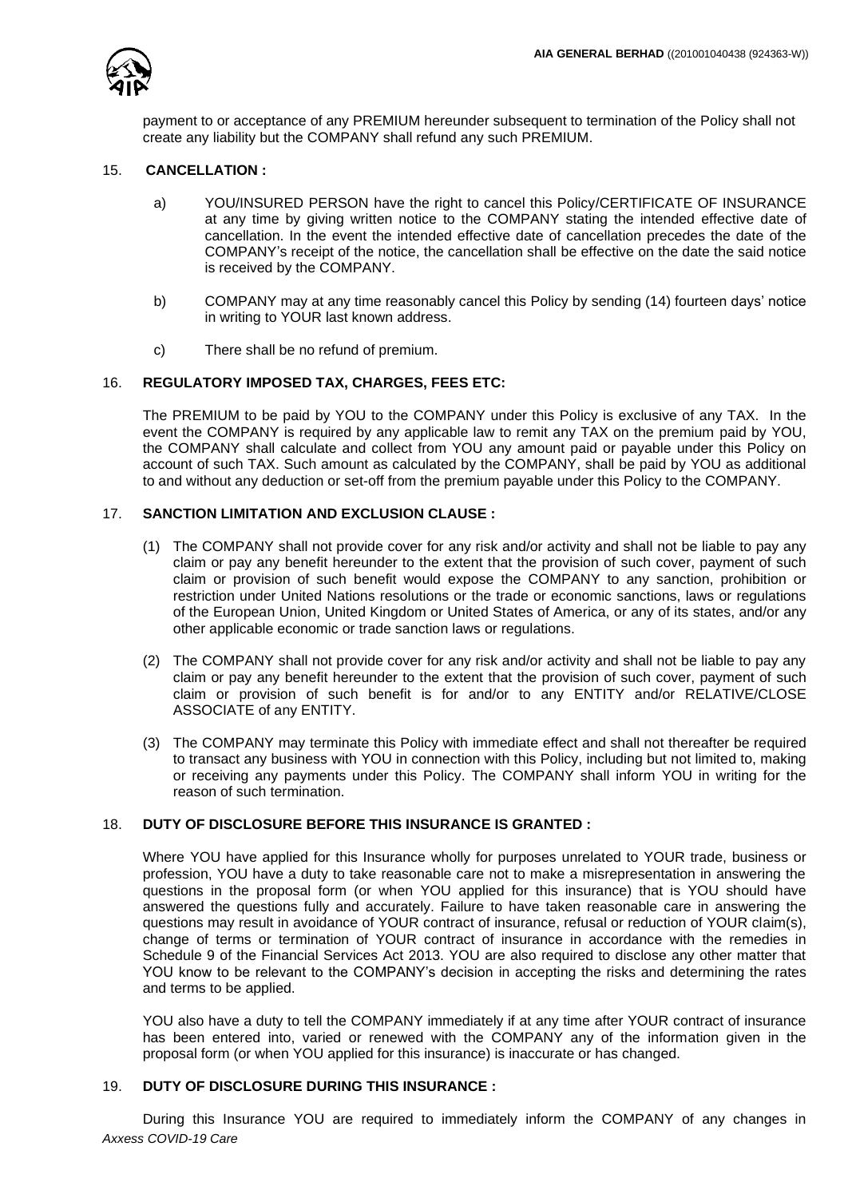payment to or acceptance of any PREMIUM hereunder subsequent to termination of the Policy shall not create any liability but the COMPANY shall refund any such PREMIUM.

## 15. CANCELLATION :

a) YOU/INSURED PERSON have the right to cancel this Policy/CERTIFICATE OF INSURANCE at any time by giving written notice to the COMPANY stating the intended effective date of cancellation. In the event the intended effective date of cancellation precedes the date of the COMPANY's receipt of the notice, the cancellation shall be effective on the date the said notice is received by the COMPANY.

b) COMPANY may at any time reasonably cancel this Policy by sending (14) fourteen days' notice in writing to YOUR last known address.

c) There shall be no refund of premium.

## 16. REGULATORY IMPOSED TAX, CHARGES, FEES ETC:

The PREMIUM to be paid by YOU to the COMPANY under this Policy is exclusive of any TAX. In the event the COMPANY is required by any applicable law to remit any TAX on the premium paid by YOU, the COMPANY shall calculate and collect from YOU any amount paid or payable under this Policy on account of such TAX. Such amount as calculated by the COMPANY, shall be paid by YOU as additional to and without any deduction or set-off from the premium payable under this Policy to the COMPANY.

## 17. SANCTION LIMITATION AND EXCLUSION CLAUSE :

(1) The COMPANY shall not provide cover for any risk and/or activity and shall not be liable to pay any claim or pay any benefit hereunder to the extent that the provision of such cover, payment of such claim or provision of such benefit would expose the COMPANY to any sanction, prohibition or restriction under United Nations resolutions or the trade or economic sanctions, laws or regulations of the European Union, United Kingdom or United States of America, or any of its states, and/or any other applicable economic or trade sanction laws or regulations.

(2) The COMPANY shall not provide cover for any risk and/or activity and shall not be liable to pay any claim or pay any benefit hereunder to the extent that the provision of such cover, payment of such claim or provision of such benefit is for and/or to any ENTITY and/or RELATIVE/CLOSE ASSOCIATE of any ENTITY.

(3) The COMPANY may terminate this Policy with immediate effect and shall not thereafter be required to transact any business with YOU in connection with this Policy, including but not limited to, making or receiving any payments under this Policy. The COMPANY shall inform YOU in writing for the reason of such termination.

## 18. DUTY OF DISCLOSURE BEFORE THIS INSURANCE IS GRANTED :

Where YOU have applied for this Insurance wholly for purposes unrelated to YOUR trade, business or profession, YOU have a duty to take reasonable care not to make a misrepresentation in answering the questions in the proposal form (or when YOU applied for this insurance) that is YOU should have answered the questions fully and accurately. Failure to have taken reasonable care in answering the questions may result in avoidance of YOUR contract of insurance, refusal or reduction of YOUR claim(s), change of terms or termination of YOUR contract of insurance in accordance with the remedies in Schedule 9 of the Financial Services Act 2013. YOU are also required to disclose any other matter that YOU know to be relevant to the COMPANY's decision in accepting the risks and determining the rates and terms to be applied.

YOU also have a duty to tell the COMPANY immediately if at any time after YOUR contract of insurance has been entered into, varied or renewed with the COMPANY any of the information given in the proposal form (or when YOU applied for this insurance) is inaccurate or has changed.

## 19. DUTY OF DISCLOSURE DURING THIS INSURANCE :

During this Insurance YOU are required to immediately inform the COMPANY of any changes in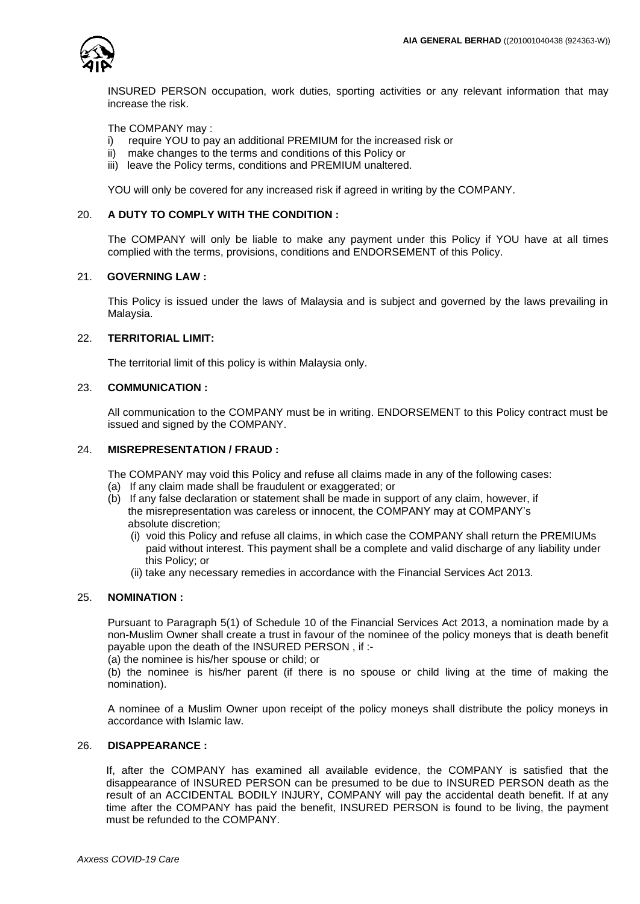INSURED PERSON occupation, work duties, sporting activities or any relevant information that may increase the risk.

The COMPANY may :

i) require YOU to pay an additional PREMIUM for the increased risk or
ii) make changes to the terms and conditions of this Policy or
iii) leave the Policy terms, conditions and PREMIUM unaltered.

YOU will only be covered for any increased risk if agreed in writing by the COMPANY.

20. **A DUTY TO COMPLY WITH THE CONDITION :**

The COMPANY will only be liable to make any payment under this Policy if YOU have at all times complied with the terms, provisions, conditions and ENDORSEMENT of this Policy.

21. **GOVERNING LAW :**

This Policy is issued under the laws of Malaysia and is subject and governed by the laws prevailing in Malaysia.

22. **TERRITORIAL LIMIT:**

The territorial limit of this policy is within Malaysia only.

23. **COMMUNICATION :**

All communication to the COMPANY must be in writing. ENDORSEMENT to this Policy contract must be issued and signed by the COMPANY.

24. **MISREPRESENTATION / FRAUD :**

The COMPANY may void this Policy and refuse all claims made in any of the following cases:

(a) If any claim made shall be fraudulent or exaggerated; or
(b) If any false declaration or statement shall be made in support of any claim, however, if the misrepresentation was careless or innocent, the COMPANY may at COMPANY's absolute discretion;
   (i) void this Policy and refuse all claims, in which case the COMPANY shall return the PREMIUMs paid without interest. This payment shall be a complete and valid discharge of any liability under this Policy; or
   (ii) take any necessary remedies in accordance with the Financial Services Act 2013.

25. **NOMINATION :**

Pursuant to Paragraph 5(1) of Schedule 10 of the Financial Services Act 2013, a nomination made by a non-Muslim Owner shall create a trust in favour of the nominee of the policy moneys that is death benefit payable upon the death of the INSURED PERSON , if :-

(a) the nominee is his/her spouse or child; or

(b) the nominee is his/her parent (if there is no spouse or child living at the time of making the nomination).

A nominee of a Muslim Owner upon receipt of the policy moneys shall distribute the policy moneys in accordance with Islamic law.

26. **DISAPPEARANCE :**

If, after the COMPANY has examined all available evidence, the COMPANY is satisfied that the disappearance of INSURED PERSON can be presumed to be due to INSURED PERSON death as the result of an ACCIDENTAL BODILY INJURY, COMPANY will pay the accidental death benefit. If at any time after the COMPANY has paid the benefit, INSURED PERSON is found to be living, the payment must be refunded to the COMPANY.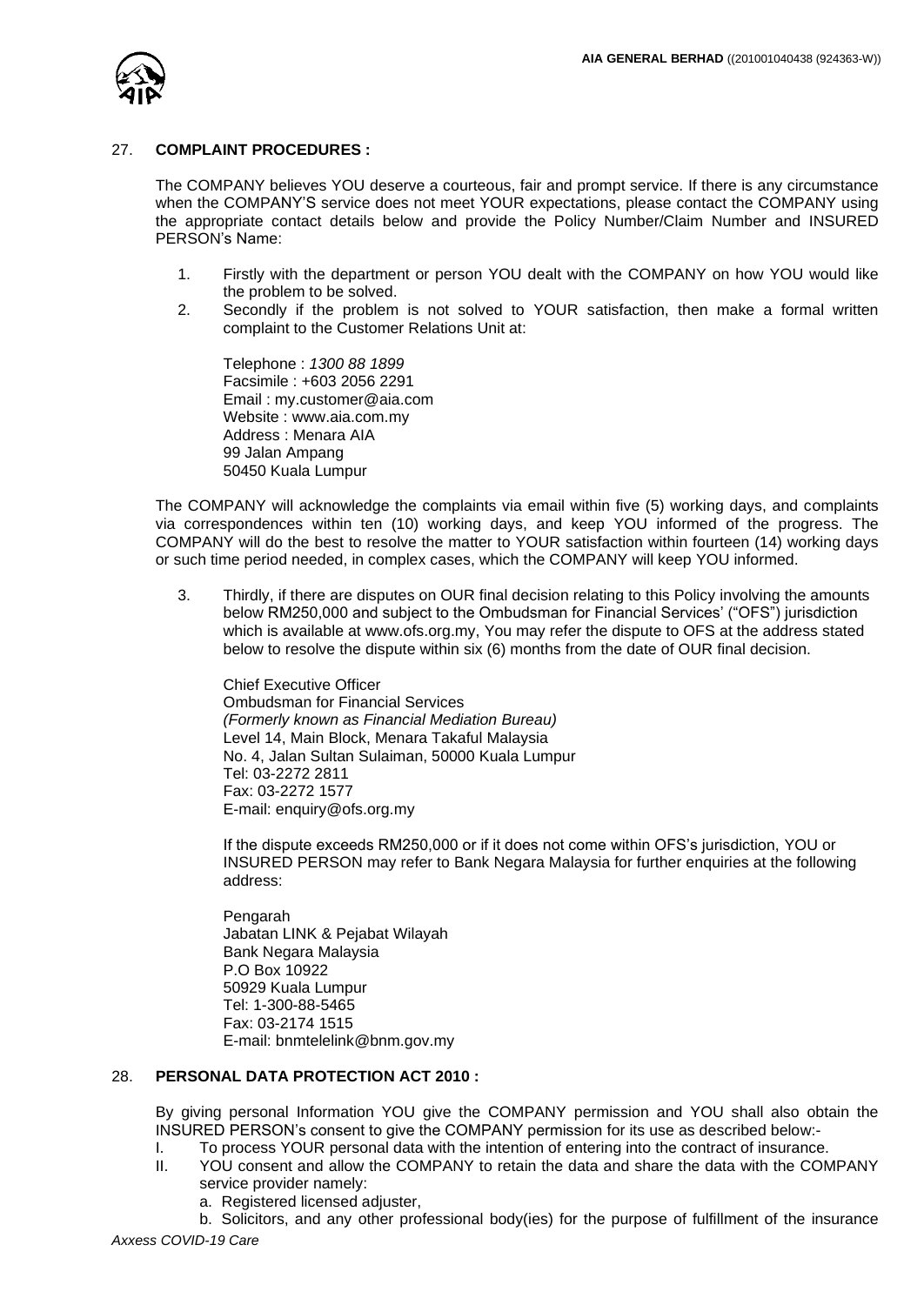## 27. COMPLAINT PROCEDURES :

The COMPANY believes YOU deserve a courteous, fair and prompt service. If there is any circumstance when the COMPANY'S service does not meet YOUR expectations, please contact the COMPANY using the appropriate contact details below and provide the Policy Number/Claim Number and INSURED PERSON's Name:

1. Firstly with the department or person YOU dealt with the COMPANY on how YOU would like the problem to be solved.
2. Secondly if the problem is not solved to YOUR satisfaction, then make a formal written complaint to the Customer Relations Unit at:

   Telephone : *1300 88 1899*
   Facsimile : +603 2056 2291
   Email : my.customer@aia.com
   Website : www.aia.com.my
   Address : Menara AIA
   99 Jalan Ampang
   50450 Kuala Lumpur

The COMPANY will acknowledge the complaints via email within five (5) working days, and complaints via correspondences within ten (10) working days, and keep YOU informed of the progress. The COMPANY will do the best to resolve the matter to YOUR satisfaction within fourteen (14) working days or such time period needed, in complex cases, which the COMPANY will keep YOU informed.

3. Thirdly, if there are disputes on OUR final decision relating to this Policy involving the amounts below RM250,000 and subject to the Ombudsman for Financial Services' ("OFS") jurisdiction which is available at www.ofs.org.my, You may refer the dispute to OFS at the address stated below to resolve the dispute within six (6) months from the date of OUR final decision.

   Chief Executive Officer
   Ombudsman for Financial Services
   *(Formerly known as Financial Mediation Bureau)*
   Level 14, Main Block, Menara Takaful Malaysia
   No. 4, Jalan Sultan Sulaiman, 50000 Kuala Lumpur
   Tel: 03-2272 2811
   Fax: 03-2272 1577
   E-mail: enquiry@ofs.org.my

   If the dispute exceeds RM250,000 or if it does not come within OFS's jurisdiction, YOU or INSURED PERSON may refer to Bank Negara Malaysia for further enquiries at the following address:

   Pengarah
   Jabatan LINK & Pejabat Wilayah
   Bank Negara Malaysia
   P.O Box 10922
   50929 Kuala Lumpur
   Tel: 1-300-88-5465
   Fax: 03-2174 1515
   E-mail: bnmtelelink@bnm.gov.my

## 28. PERSONAL DATA PROTECTION ACT 2010 :

By giving personal Information YOU give the COMPANY permission and YOU shall also obtain the INSURED PERSON's consent to give the COMPANY permission for its use as described below:-

I. To process YOUR personal data with the intention of entering into the contract of insurance.
II. YOU consent and allow the COMPANY to retain the data and share the data with the COMPANY service provider namely:
   a. Registered licensed adjuster,
   b. Solicitors, and any other professional body(ies) for the purpose of fulfillment of the insurance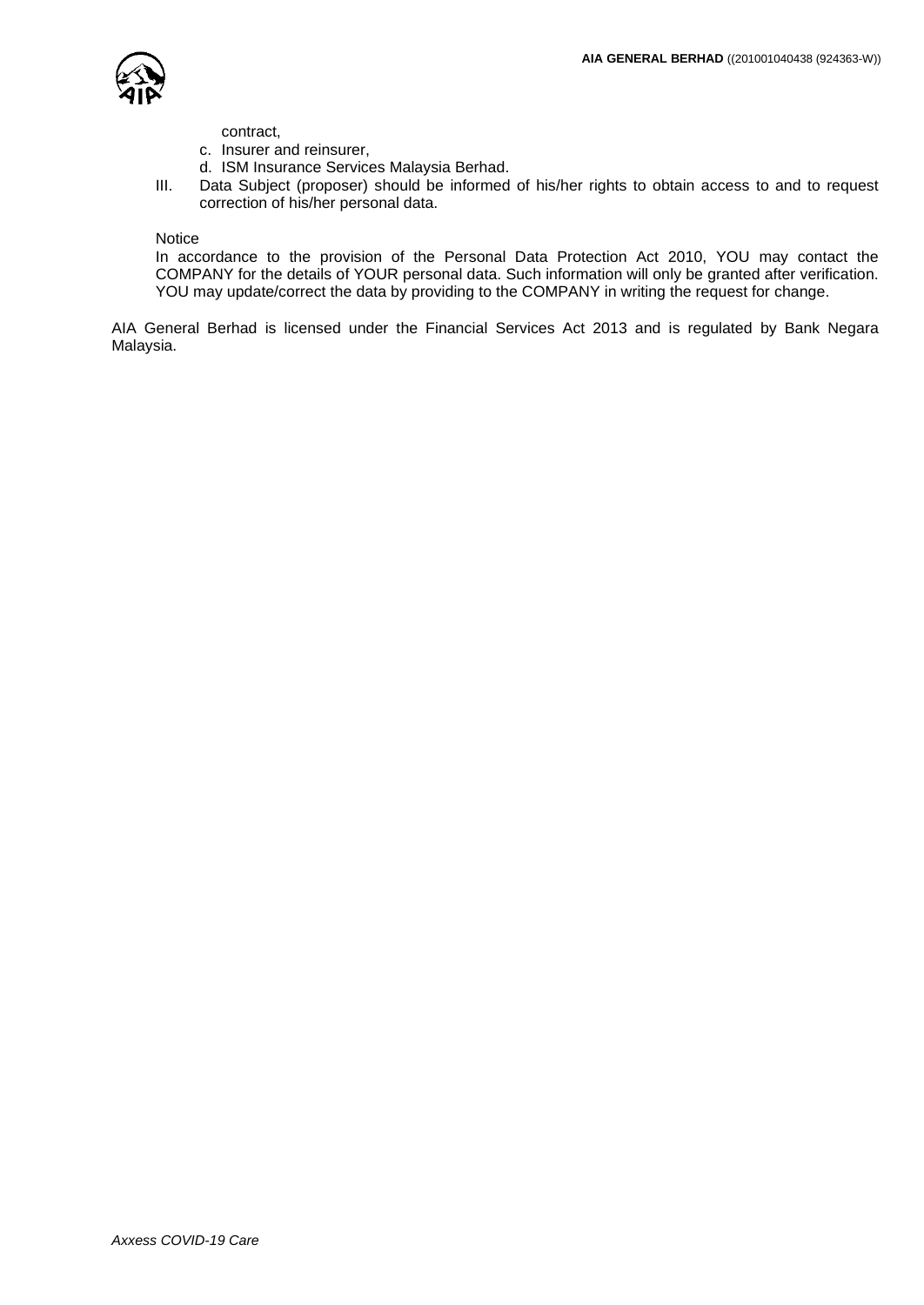contract,

   c. Insurer and reinsurer,
   d. ISM Insurance Services Malaysia Berhad.

III. Data Subject (proposer) should be informed of his/her rights to obtain access to and to request correction of his/her personal data.

Notice

In accordance to the provision of the Personal Data Protection Act 2010, YOU may contact the COMPANY for the details of YOUR personal data. Such information will only be granted after verification. YOU may update/correct the data by providing to the COMPANY in writing the request for change.

AIA General Berhad is licensed under the Financial Services Act 2013 and is regulated by Bank Negara Malaysia.